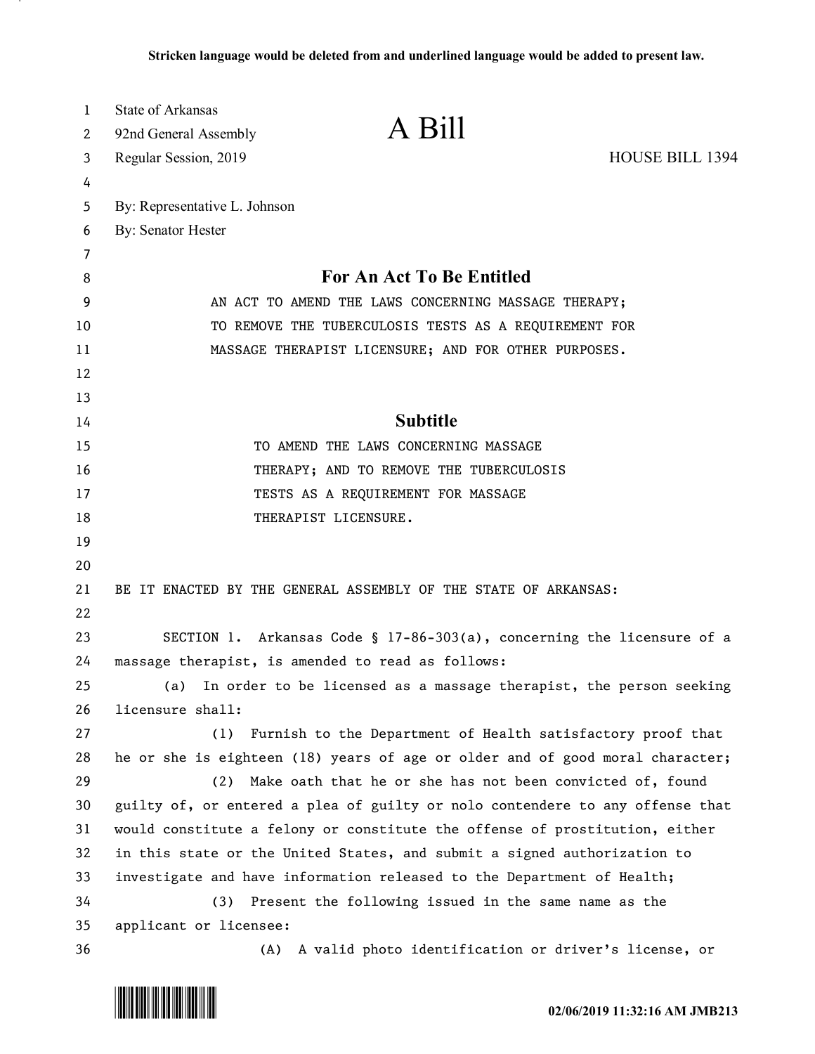**Stricken language would be deleted from and underlined language would be added to present law.**

State of Arkansas
92nd General Assembly
Regular Session, 2019

# A Bill

HOUSE BILL 1394

By: Representative L. Johnson
By: Senator Hester

## For An Act To Be Entitled

AN ACT TO AMEND THE LAWS CONCERNING MASSAGE THERAPY; TO REMOVE THE TUBERCULOSIS TESTS AS A REQUIREMENT FOR MASSAGE THERAPIST LICENSURE; AND FOR OTHER PURPOSES.

## Subtitle

TO AMEND THE LAWS CONCERNING MASSAGE THERAPY; AND TO REMOVE THE TUBERCULOSIS TESTS AS A REQUIREMENT FOR MASSAGE THERAPIST LICENSURE.

BE IT ENACTED BY THE GENERAL ASSEMBLY OF THE STATE OF ARKANSAS:

SECTION 1. Arkansas Code § 17-86-303(a), concerning the licensure of a massage therapist, is amended to read as follows:

(a) In order to be licensed as a massage therapist, the person seeking licensure shall:

(1) Furnish to the Department of Health satisfactory proof that he or she is eighteen (18) years of age or older and of good moral character;

(2) Make oath that he or she has not been convicted of, found guilty of, or entered a plea of guilty or nolo contendere to any offense that would constitute a felony or constitute the offense of prostitution, either in this state or the United States, and submit a signed authorization to investigate and have information released to the Department of Health;

(3) Present the following issued in the same name as the applicant or licensee:

(A) A valid photo identification or driver's license, or

02/06/2019 11:32:16 AM JMB213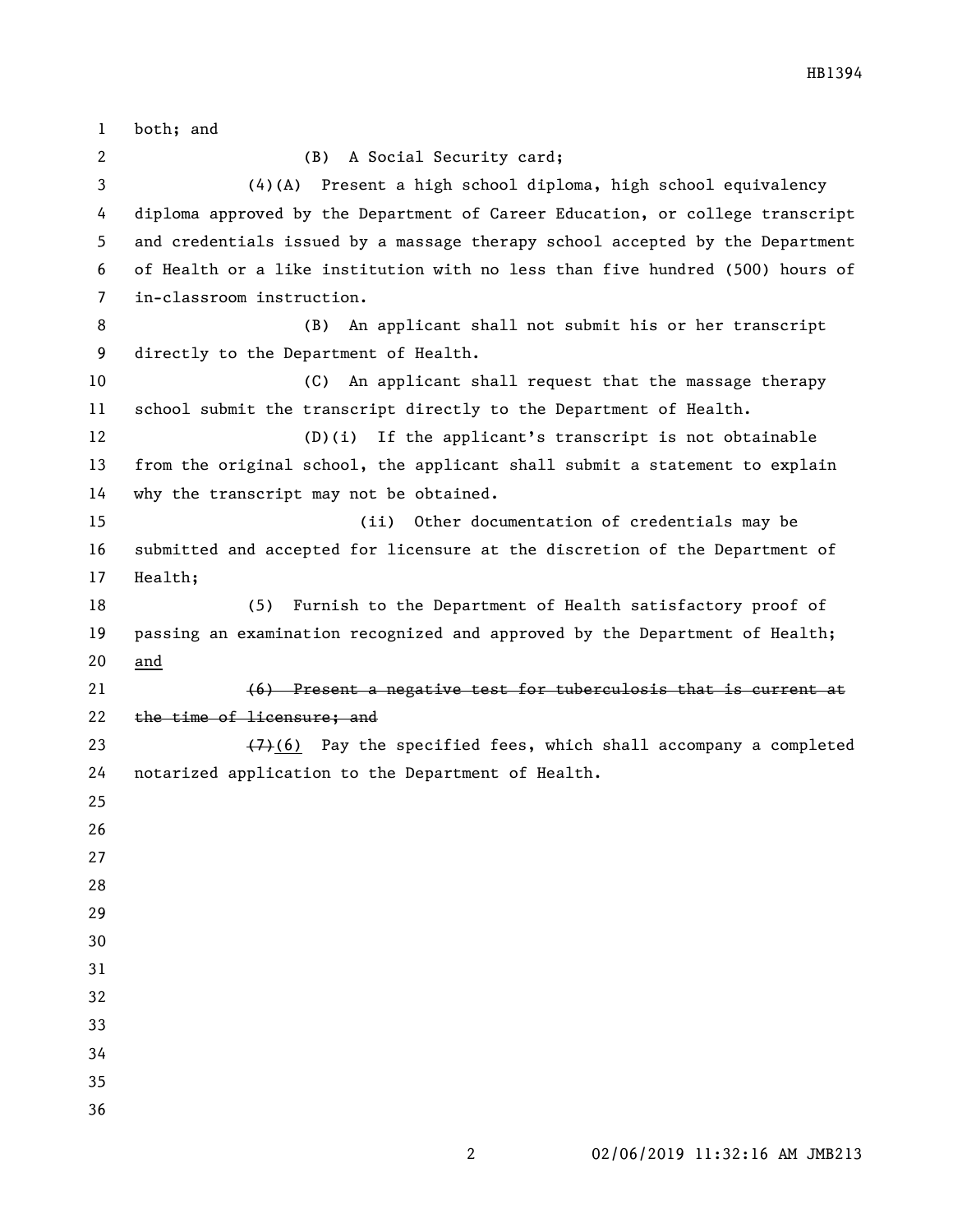both; and

(B) A Social Security card;

(4)(A) Present a high school diploma, high school equivalency diploma approved by the Department of Career Education, or college transcript and credentials issued by a massage therapy school accepted by the Department of Health or a like institution with no less than five hundred (500) hours of in-classroom instruction.

(B) An applicant shall not submit his or her transcript directly to the Department of Health.

(C) An applicant shall request that the massage therapy school submit the transcript directly to the Department of Health.

(D)(i) If the applicant's transcript is not obtainable from the original school, the applicant shall submit a statement to explain why the transcript may not be obtained.

(ii) Other documentation of credentials may be submitted and accepted for licensure at the discretion of the Department of Health;

(5) Furnish to the Department of Health satisfactory proof of passing an examination recognized and approved by the Department of Health; <u>and</u>

~~(6) Present a negative test for tuberculosis that is current at the time of licensure; and~~

~~(7)~~<u>(6)</u> Pay the specified fees, which shall accompany a completed notarized application to the Department of Health.